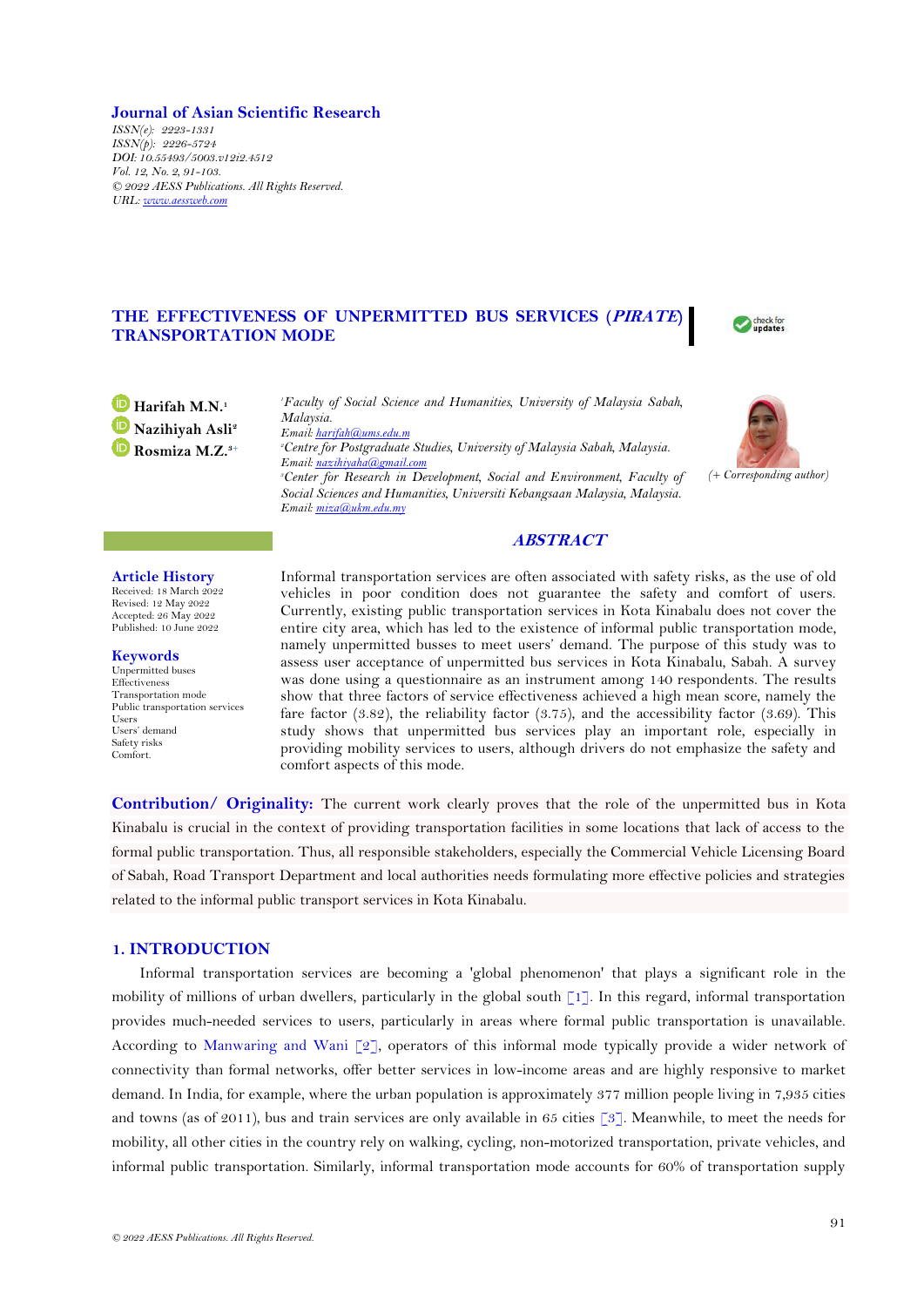Journal of Asian Scientific Research
ISSN(e): 2223-1331
ISSN(p): 2226-5724
DOI: 10.55493/5003.v12i2.4512
Vol. 12, No. 2, 91-103.
© 2022 AESS Publications. All Rights Reserved.
URL: www.aessweb.com

# THE EFFECTIVENESS OF UNPERMITTED BUS SERVICES (*PIRATE*) TRANSPORTATION MODE

**Harifah M.N.**[1]
**Nazihiyah Asli**[2]
**Rosmiza M.Z.**[3+]

[1]*Faculty of Social Science and Humanities, University of Malaysia Sabah, Malaysia.*
*Email: harifah@ums.edu.m*
[2]*Centre for Postgraduate Studies, University of Malaysia Sabah, Malaysia.*
*Email: nazihiyaha@gmail.com*
[3]*Center for Research in Development, Social and Environment, Faculty of Social Sciences and Humanities, Universiti Kebangsaan Malaysia, Malaysia.*
*Email: miza@ukm.edu.my*

(+ Corresponding author)

**Article History**
Received: 18 March 2022
Revised: 12 May 2022
Accepted: 26 May 2022
Published: 10 June 2022

**Keywords**
Unpermitted buses
Effectiveness
Transportation mode
Public transportation services
Users
Users' demand
Safety risks
Comfort.

## *ABSTRACT*

Informal transportation services are often associated with safety risks, as the use of old vehicles in poor condition does not guarantee the safety and comfort of users. Currently, existing public transportation services in Kota Kinabalu does not cover the entire city area, which has led to the existence of informal public transportation mode, namely unpermitted busses to meet users' demand. The purpose of this study was to assess user acceptance of unpermitted bus services in Kota Kinabalu, Sabah. A survey was done using a questionnaire as an instrument among 140 respondents. The results show that three factors of service effectiveness achieved a high mean score, namely the fare factor (3.82), the reliability factor (3.75), and the accessibility factor (3.69). This study shows that unpermitted bus services play an important role, especially in providing mobility services to users, although drivers do not emphasize the safety and comfort aspects of this mode.

**Contribution/ Originality:** The current work clearly proves that the role of the unpermitted bus in Kota Kinabalu is crucial in the context of providing transportation facilities in some locations that lack of access to the formal public transportation. Thus, all responsible stakeholders, especially the Commercial Vehicle Licensing Board of Sabah, Road Transport Department and local authorities needs formulating more effective policies and strategies related to the informal public transport services in Kota Kinabalu.

## 1. INTRODUCTION

Informal transportation services are becoming a 'global phenomenon' that plays a significant role in the mobility of millions of urban dwellers, particularly in the global south [1]. In this regard, informal transportation provides much-needed services to users, particularly in areas where formal public transportation is unavailable. According to Manwaring and Wani [2], operators of this informal mode typically provide a wider network of connectivity than formal networks, offer better services in low-income areas and are highly responsive to market demand. In India, for example, where the urban population is approximately 377 million people living in 7,935 cities and towns (as of 2011), bus and train services are only available in 65 cities [3]. Meanwhile, to meet the needs for mobility, all other cities in the country rely on walking, cycling, non-motorized transportation, private vehicles, and informal public transportation. Similarly, informal transportation mode accounts for 60% of transportation supply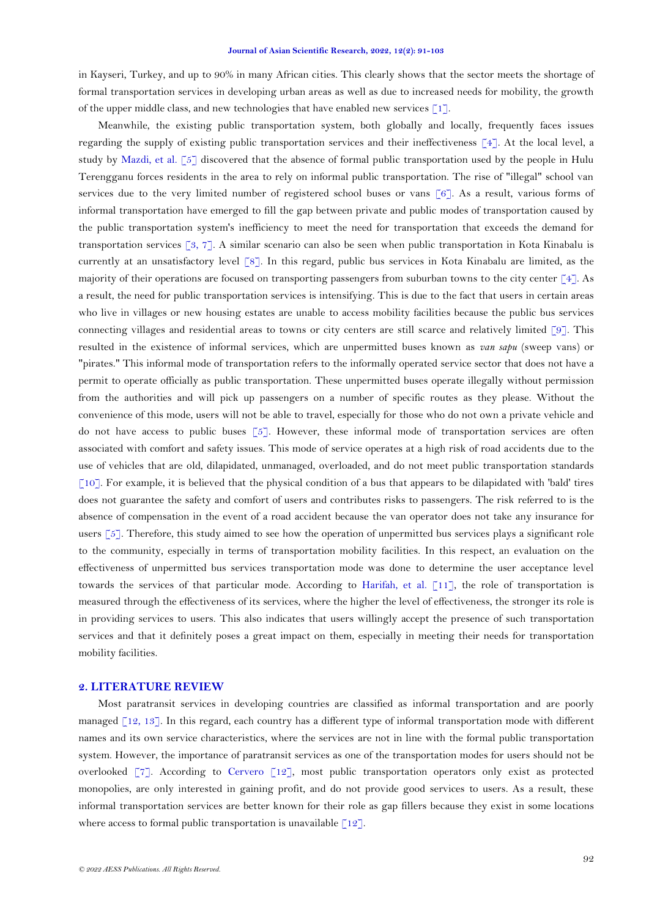in Kayseri, Turkey, and up to 90% in many African cities. This clearly shows that the sector meets the shortage of formal transportation services in developing urban areas as well as due to increased needs for mobility, the growth of the upper middle class, and new technologies that have enabled new services [1].

Meanwhile, the existing public transportation system, both globally and locally, frequently faces issues regarding the supply of existing public transportation services and their ineffectiveness [4]. At the local level, a study by Mazdi, et al. [5] discovered that the absence of formal public transportation used by the people in Hulu Terengganu forces residents in the area to rely on informal public transportation. The rise of "illegal" school van services due to the very limited number of registered school buses or vans [6]. As a result, various forms of informal transportation have emerged to fill the gap between private and public modes of transportation caused by the public transportation system's inefficiency to meet the need for transportation that exceeds the demand for transportation services [3, 7]. A similar scenario can also be seen when public transportation in Kota Kinabalu is currently at an unsatisfactory level [8]. In this regard, public bus services in Kota Kinabalu are limited, as the majority of their operations are focused on transporting passengers from suburban towns to the city center [4]. As a result, the need for public transportation services is intensifying. This is due to the fact that users in certain areas who live in villages or new housing estates are unable to access mobility facilities because the public bus services connecting villages and residential areas to towns or city centers are still scarce and relatively limited [9]. This resulted in the existence of informal services, which are unpermitted buses known as *van sapu* (sweep vans) or "pirates." This informal mode of transportation refers to the informally operated service sector that does not have a permit to operate officially as public transportation. These unpermitted buses operate illegally without permission from the authorities and will pick up passengers on a number of specific routes as they please. Without the convenience of this mode, users will not be able to travel, especially for those who do not own a private vehicle and do not have access to public buses [5]. However, these informal mode of transportation services are often associated with comfort and safety issues. This mode of service operates at a high risk of road accidents due to the use of vehicles that are old, dilapidated, unmanaged, overloaded, and do not meet public transportation standards [10]. For example, it is believed that the physical condition of a bus that appears to be dilapidated with 'bald' tires does not guarantee the safety and comfort of users and contributes risks to passengers. The risk referred to is the absence of compensation in the event of a road accident because the van operator does not take any insurance for users [5]. Therefore, this study aimed to see how the operation of unpermitted bus services plays a significant role to the community, especially in terms of transportation mobility facilities. In this respect, an evaluation on the effectiveness of unpermitted bus services transportation mode was done to determine the user acceptance level towards the services of that particular mode. According to Harifah, et al. [11], the role of transportation is measured through the effectiveness of its services, where the higher the level of effectiveness, the stronger its role is in providing services to users. This also indicates that users willingly accept the presence of such transportation services and that it definitely poses a great impact on them, especially in meeting their needs for transportation mobility facilities.

## 2. LITERATURE REVIEW

Most paratransit services in developing countries are classified as informal transportation and are poorly managed [12, 13]. In this regard, each country has a different type of informal transportation mode with different names and its own service characteristics, where the services are not in line with the formal public transportation system. However, the importance of paratransit services as one of the transportation modes for users should not be overlooked [7]. According to Cervero [12], most public transportation operators only exist as protected monopolies, are only interested in gaining profit, and do not provide good services to users. As a result, these informal transportation services are better known for their role as gap fillers because they exist in some locations where access to formal public transportation is unavailable [12].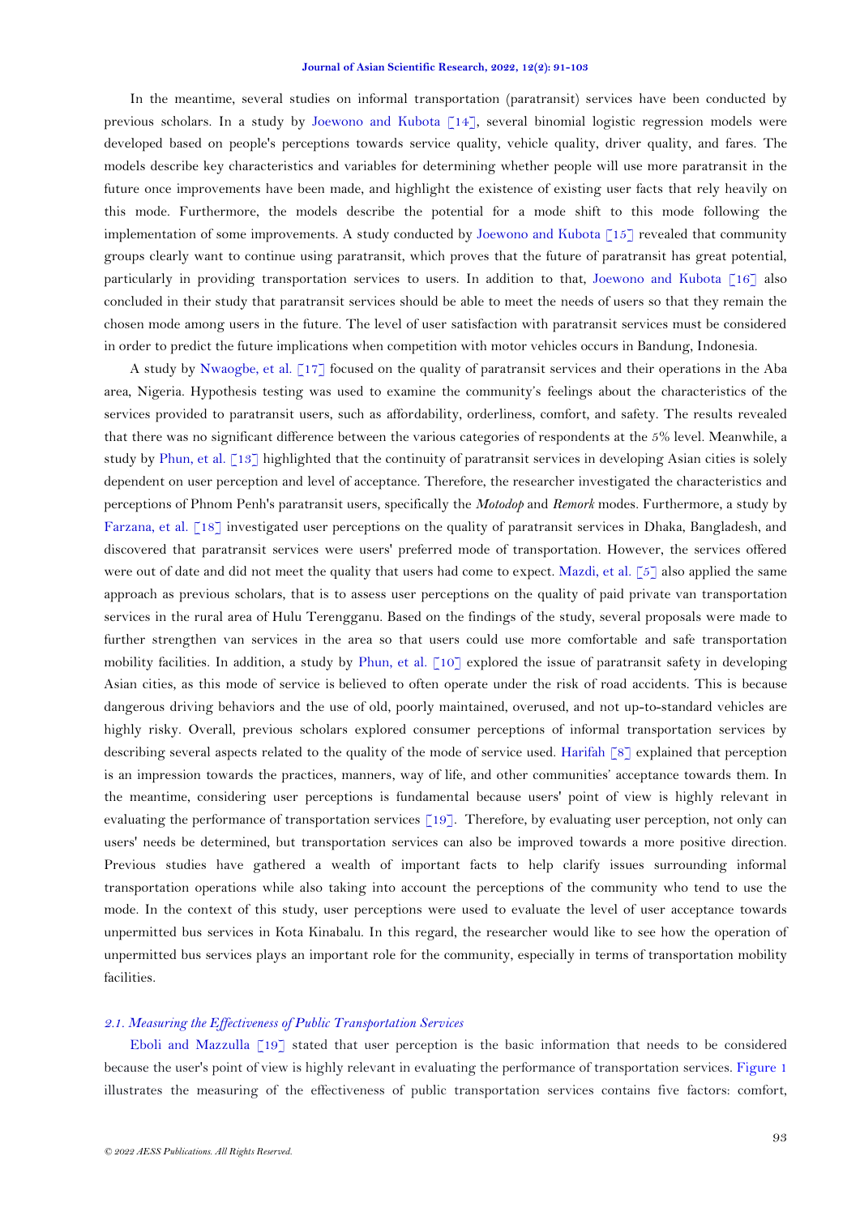In the meantime, several studies on informal transportation (paratransit) services have been conducted by previous scholars. In a study by Joewono and Kubota [14], several binomial logistic regression models were developed based on people's perceptions towards service quality, vehicle quality, driver quality, and fares. The models describe key characteristics and variables for determining whether people will use more paratransit in the future once improvements have been made, and highlight the existence of existing user facts that rely heavily on this mode. Furthermore, the models describe the potential for a mode shift to this mode following the implementation of some improvements. A study conducted by Joewono and Kubota [15] revealed that community groups clearly want to continue using paratransit, which proves that the future of paratransit has great potential, particularly in providing transportation services to users. In addition to that, Joewono and Kubota [16] also concluded in their study that paratransit services should be able to meet the needs of users so that they remain the chosen mode among users in the future. The level of user satisfaction with paratransit services must be considered in order to predict the future implications when competition with motor vehicles occurs in Bandung, Indonesia.

A study by Nwaogbe, et al. [17] focused on the quality of paratransit services and their operations in the Aba area, Nigeria. Hypothesis testing was used to examine the community's feelings about the characteristics of the services provided to paratransit users, such as affordability, orderliness, comfort, and safety. The results revealed that there was no significant difference between the various categories of respondents at the 5% level. Meanwhile, a study by Phun, et al. [13] highlighted that the continuity of paratransit services in developing Asian cities is solely dependent on user perception and level of acceptance. Therefore, the researcher investigated the characteristics and perceptions of Phnom Penh's paratransit users, specifically the *Motodop* and *Remork* modes. Furthermore, a study by Farzana, et al. [18] investigated user perceptions on the quality of paratransit services in Dhaka, Bangladesh, and discovered that paratransit services were users' preferred mode of transportation. However, the services offered were out of date and did not meet the quality that users had come to expect. Mazdi, et al. [5] also applied the same approach as previous scholars, that is to assess user perceptions on the quality of paid private van transportation services in the rural area of Hulu Terengganu. Based on the findings of the study, several proposals were made to further strengthen van services in the area so that users could use more comfortable and safe transportation mobility facilities. In addition, a study by Phun, et al. [10] explored the issue of paratransit safety in developing Asian cities, as this mode of service is believed to often operate under the risk of road accidents. This is because dangerous driving behaviors and the use of old, poorly maintained, overused, and not up-to-standard vehicles are highly risky. Overall, previous scholars explored consumer perceptions of informal transportation services by describing several aspects related to the quality of the mode of service used. Harifah [8] explained that perception is an impression towards the practices, manners, way of life, and other communities' acceptance towards them. In the meantime, considering user perceptions is fundamental because users' point of view is highly relevant in evaluating the performance of transportation services [19]. Therefore, by evaluating user perception, not only can users' needs be determined, but transportation services can also be improved towards a more positive direction. Previous studies have gathered a wealth of important facts to help clarify issues surrounding informal transportation operations while also taking into account the perceptions of the community who tend to use the mode. In the context of this study, user perceptions were used to evaluate the level of user acceptance towards unpermitted bus services in Kota Kinabalu. In this regard, the researcher would like to see how the operation of unpermitted bus services plays an important role for the community, especially in terms of transportation mobility facilities.

### *2.1. Measuring the Effectiveness of Public Transportation Services*

Eboli and Mazzulla [19] stated that user perception is the basic information that needs to be considered because the user's point of view is highly relevant in evaluating the performance of transportation services. Figure 1 illustrates the measuring of the effectiveness of public transportation services contains five factors: comfort,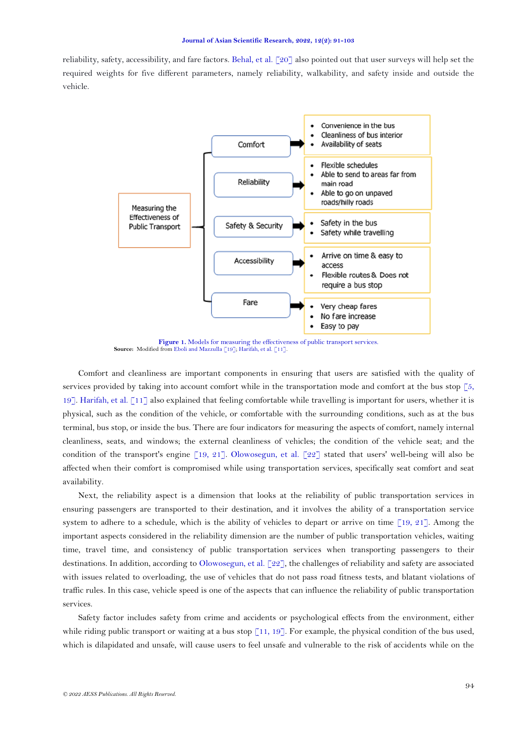reliability, safety, accessibility, and fare factors. Behal, et al. [20] also pointed out that user surveys will help set the required weights for five different parameters, namely reliability, walkability, and safety inside and outside the vehicle.

Measuring the Effectiveness of Public Transport

- Comfort
  - Convenience in the bus
  - Cleanliness of bus interior
  - Availability of seats
- Reliability
  - Flexible schedules
  - Able to send to areas far from main road
  - Able to go on unpaved roads/hilly roads
- Safety & Security
  - Safety in the bus
  - Safety while travelling
- Accessibility
  - Arrive on time & easy to access
  - Flexible routes & Does not require a bus stop
- Fare
  - Very cheap fares
  - No fare increase
  - Easy to pay

**Figure 1.** Models for measuring the effectiveness of public transport services.
**Source:** Modified from Eboli and Mazzulla [19]; Harifah, et al. [11].

Comfort and cleanliness are important components in ensuring that users are satisfied with the quality of services provided by taking into account comfort while in the transportation mode and comfort at the bus stop [5, 19]. Harifah, et al. [11] also explained that feeling comfortable while travelling is important for users, whether it is physical, such as the condition of the vehicle, or comfortable with the surrounding conditions, such as at the bus terminal, bus stop, or inside the bus. There are four indicators for measuring the aspects of comfort, namely internal cleanliness, seats, and windows; the external cleanliness of vehicles; the condition of the vehicle seat; and the condition of the transport's engine [19, 21]. Olowosegun, et al. [22] stated that users' well-being will also be affected when their comfort is compromised while using transportation services, specifically seat comfort and seat availability.

Next, the reliability aspect is a dimension that looks at the reliability of public transportation services in ensuring passengers are transported to their destination, and it involves the ability of a transportation service system to adhere to a schedule, which is the ability of vehicles to depart or arrive on time [19, 21]. Among the important aspects considered in the reliability dimension are the number of public transportation vehicles, waiting time, travel time, and consistency of public transportation services when transporting passengers to their destinations. In addition, according to Olowosegun, et al. [22], the challenges of reliability and safety are associated with issues related to overloading, the use of vehicles that do not pass road fitness tests, and blatant violations of traffic rules. In this case, vehicle speed is one of the aspects that can influence the reliability of public transportation services.

Safety factor includes safety from crime and accidents or psychological effects from the environment, either while riding public transport or waiting at a bus stop [11, 19]. For example, the physical condition of the bus used, which is dilapidated and unsafe, will cause users to feel unsafe and vulnerable to the risk of accidents while on the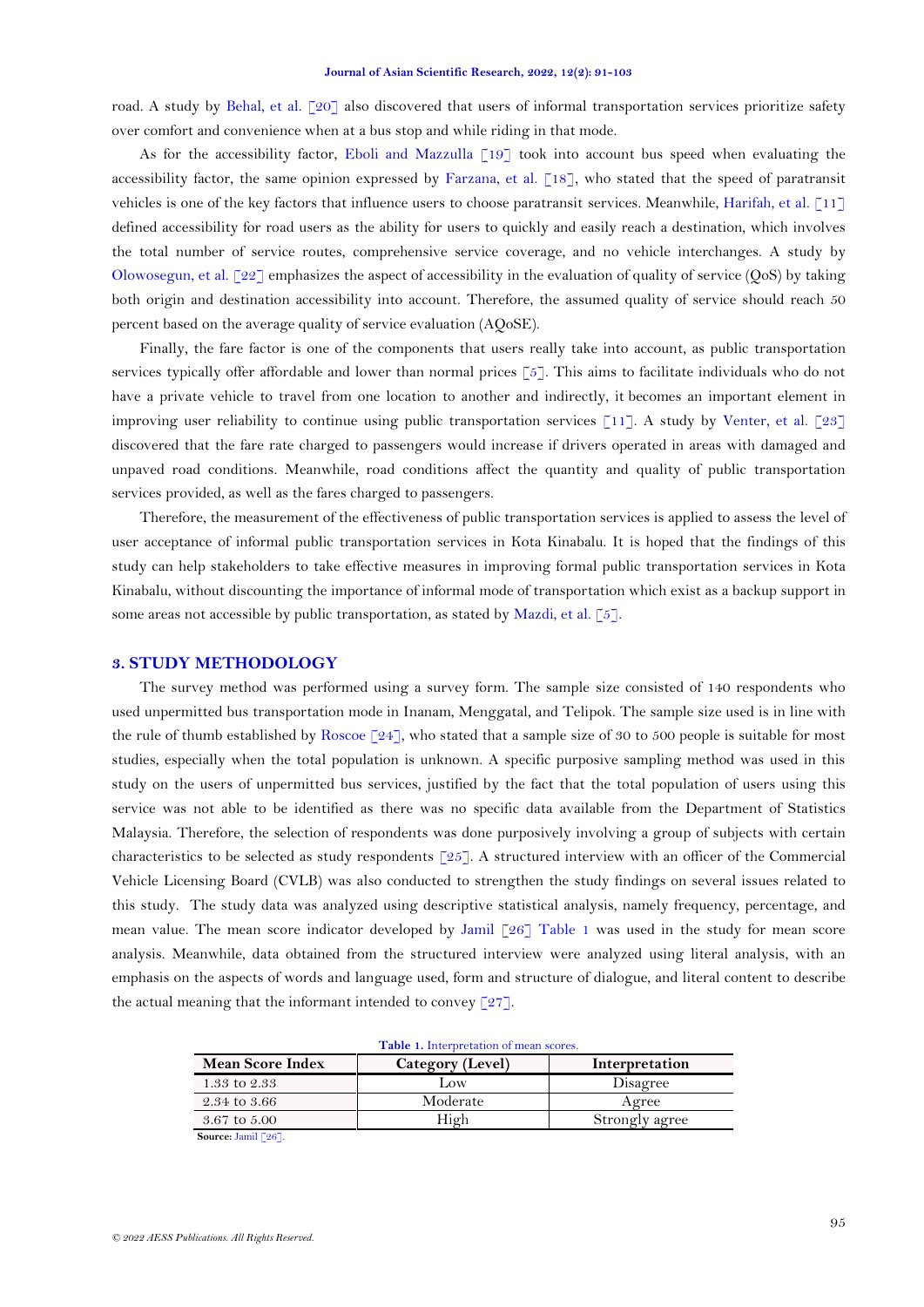road. A study by Behal, et al. [20] also discovered that users of informal transportation services prioritize safety over comfort and convenience when at a bus stop and while riding in that mode.

As for the accessibility factor, Eboli and Mazzulla [19] took into account bus speed when evaluating the accessibility factor, the same opinion expressed by Farzana, et al. [18], who stated that the speed of paratransit vehicles is one of the key factors that influence users to choose paratransit services. Meanwhile, Harifah, et al. [11] defined accessibility for road users as the ability for users to quickly and easily reach a destination, which involves the total number of service routes, comprehensive service coverage, and no vehicle interchanges. A study by Olowosegun, et al. [22] emphasizes the aspect of accessibility in the evaluation of quality of service (QoS) by taking both origin and destination accessibility into account. Therefore, the assumed quality of service should reach 50 percent based on the average quality of service evaluation (AQoSE).

Finally, the fare factor is one of the components that users really take into account, as public transportation services typically offer affordable and lower than normal prices [5]. This aims to facilitate individuals who do not have a private vehicle to travel from one location to another and indirectly, it becomes an important element in improving user reliability to continue using public transportation services [11]. A study by Venter, et al. [23] discovered that the fare rate charged to passengers would increase if drivers operated in areas with damaged and unpaved road conditions. Meanwhile, road conditions affect the quantity and quality of public transportation services provided, as well as the fares charged to passengers.

Therefore, the measurement of the effectiveness of public transportation services is applied to assess the level of user acceptance of informal public transportation services in Kota Kinabalu. It is hoped that the findings of this study can help stakeholders to take effective measures in improving formal public transportation services in Kota Kinabalu, without discounting the importance of informal mode of transportation which exist as a backup support in some areas not accessible by public transportation, as stated by Mazdi, et al. [5].

## 3. STUDY METHODOLOGY

The survey method was performed using a survey form. The sample size consisted of 140 respondents who used unpermitted bus transportation mode in Inanam, Menggatal, and Telipok. The sample size used is in line with the rule of thumb established by Roscoe [24], who stated that a sample size of 30 to 500 people is suitable for most studies, especially when the total population is unknown. A specific purposive sampling method was used in this study on the users of unpermitted bus services, justified by the fact that the total population of users using this service was not able to be identified as there was no specific data available from the Department of Statistics Malaysia. Therefore, the selection of respondents was done purposively involving a group of subjects with certain characteristics to be selected as study respondents [25]. A structured interview with an officer of the Commercial Vehicle Licensing Board (CVLB) was also conducted to strengthen the study findings on several issues related to this study. The study data was analyzed using descriptive statistical analysis, namely frequency, percentage, and mean value. The mean score indicator developed by Jamil [26] Table 1 was used in the study for mean score analysis. Meanwhile, data obtained from the structured interview were analyzed using literal analysis, with an emphasis on the aspects of words and language used, form and structure of dialogue, and literal content to describe the actual meaning that the informant intended to convey [27].

**Table 1.** Interpretation of mean scores.

| Mean Score Index | Category (Level) | Interpretation |
|---|---|---|
| 1.33 to 2.33 | Low | Disagree |
| 2.34 to 3.66 | Moderate | Agree |
| 3.67 to 5.00 | High | Strongly agree |

**Source:** Jamil [26].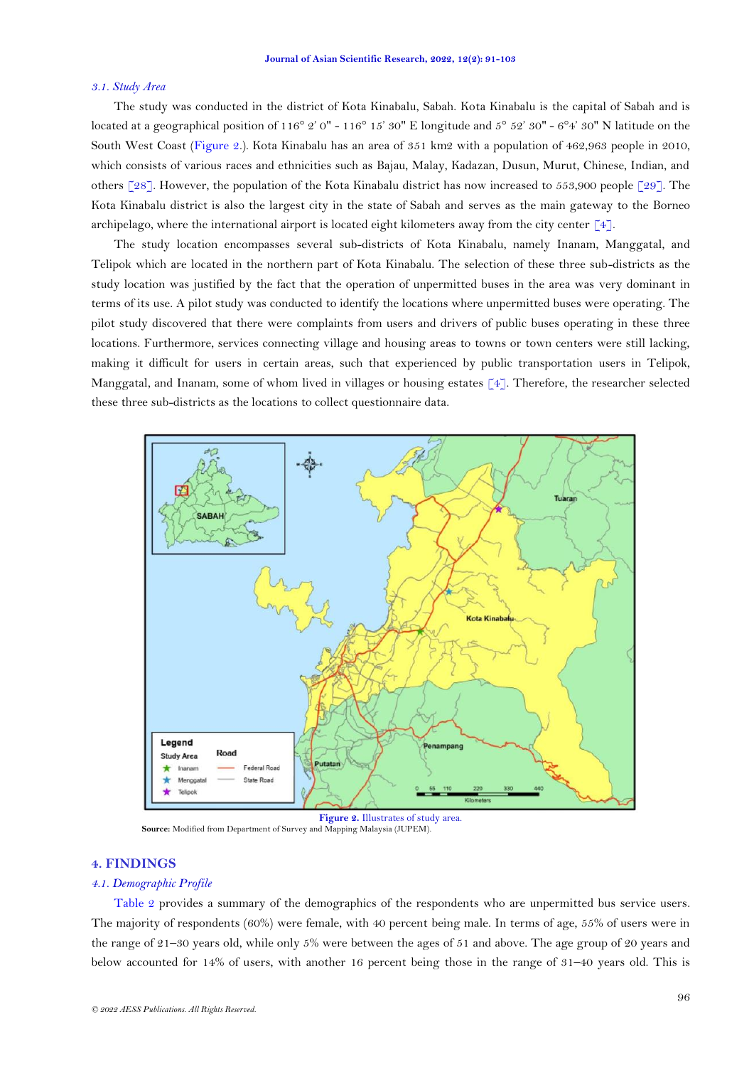### 3.1. Study Area

The study was conducted in the district of Kota Kinabalu, Sabah. Kota Kinabalu is the capital of Sabah and is located at a geographical position of 116° 2' 0" - 116° 15' 30" E longitude and 5° 52' 30" - 6°4' 30" N latitude on the South West Coast (Figure 2.). Kota Kinabalu has an area of 351 km2 with a population of 462,963 people in 2010, which consists of various races and ethnicities such as Bajau, Malay, Kadazan, Dusun, Murut, Chinese, Indian, and others [28]. However, the population of the Kota Kinabalu district has now increased to 553,900 people [29]. The Kota Kinabalu district is also the largest city in the state of Sabah and serves as the main gateway to the Borneo archipelago, where the international airport is located eight kilometers away from the city center [4].

The study location encompasses several sub-districts of Kota Kinabalu, namely Inanam, Manggatal, and Telipok which are located in the northern part of Kota Kinabalu. The selection of these three sub-districts as the study location was justified by the fact that the operation of unpermitted buses in the area was very dominant in terms of its use. A pilot study was conducted to identify the locations where unpermitted buses were operating. The pilot study discovered that there were complaints from users and drivers of public buses operating in these three locations. Furthermore, services connecting village and housing areas to towns or town centers were still lacking, making it difficult for users in certain areas, such that experienced by public transportation users in Telipok, Manggatal, and Inanam, some of whom lived in villages or housing estates [4]. Therefore, the researcher selected these three sub-districts as the locations to collect questionnaire data.

Figure 2. Illustrates of study area.

**Source:** Modified from Department of Survey and Mapping Malaysia (JUPEM).

## 4. FINDINGS

### 4.1. Demographic Profile

Table 2 provides a summary of the demographics of the respondents who are unpermitted bus service users. The majority of respondents (60%) were female, with 40 percent being male. In terms of age, 55% of users were in the range of 21–30 years old, while only 5% were between the ages of 51 and above. The age group of 20 years and below accounted for 14% of users, with another 16 percent being those in the range of 31–40 years old. This is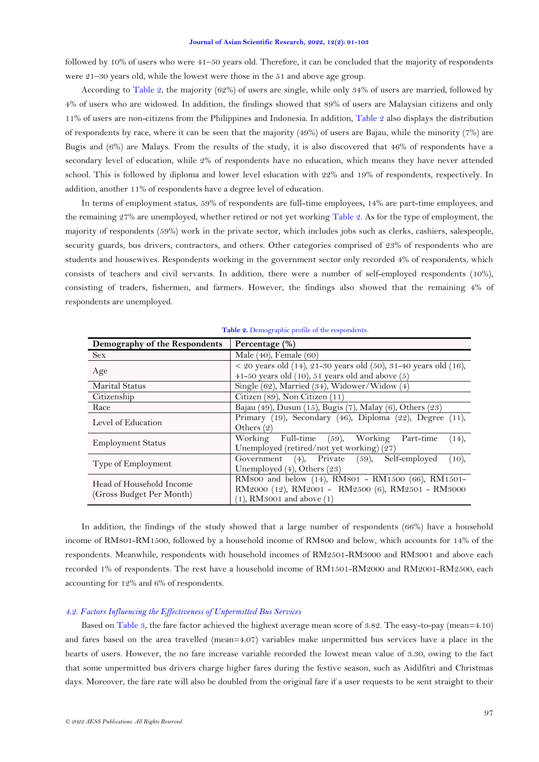followed by 10% of users who were 41–50 years old. Therefore, it can be concluded that the majority of respondents were 21–30 years old, while the lowest were those in the 51 and above age group.

According to Table 2, the majority (62%) of users are single, while only 34% of users are married, followed by 4% of users who are widowed. In addition, the findings showed that 89% of users are Malaysian citizens and only 11% of users are non-citizens from the Philippines and Indonesia. In addition, Table 2 also displays the distribution of respondents by race, where it can be seen that the majority (49%) of users are Bajau, while the minority (7%) are Bugis and (6%) are Malays. From the results of the study, it is also discovered that 46% of respondents have a secondary level of education, while 2% of respondents have no education, which means they have never attended school. This is followed by diploma and lower level education with 22% and 19% of respondents, respectively. In addition, another 11% of respondents have a degree level of education.

In terms of employment status, 59% of respondents are full-time employees, 14% are part-time employees, and the remaining 27% are unemployed, whether retired or not yet working Table 2. As for the type of employment, the majority of respondents (59%) work in the private sector, which includes jobs such as clerks, cashiers, salespeople, security guards, bus drivers, contractors, and others. Other categories comprised of 23% of respondents who are students and housewives. Respondents working in the government sector only recorded 4% of respondents, which consists of teachers and civil servants. In addition, there were a number of self-employed respondents (10%), consisting of traders, fishermen, and farmers. However, the findings also showed that the remaining 4% of respondents are unemployed.

**Table 2.** Demographic profile of the respondents.

| Demography of the Respondents | Percentage (%) |
|---|---|
| Sex | Male (40), Female (60) |
| Age | < 20 years old (14), 21-30 years old (50), 31-40 years old (16), 41-50 years old (10), 51 years old and above (5) |
| Marital Status | Single (62), Married (34), Widower/Widow (4) |
| Citizenship | Citizen (89), Non Citizen (11) |
| Race | Bajau (49), Dusun (15), Bugis (7), Malay (6), Others (23) |
| Level of Education | Primary (19), Secondary (46), Diploma (22), Degree (11), Others (2) |
| Employment Status | Working Full-time (59), Working Part-time (14), Unemployed (retired/not yet working) (27) |
| Type of Employment | Government (4), Private (59), Self-employed (10), Unemployed (4), Others (23) |
| Head of Household Income (Gross Budget Per Month) | RM800 and below (14), RM801 - RM1500 (66), RM1501-RM2000 (12), RM2001 - RM2500 (6), RM2501 - RM3000 (1), RM3001 and above (1) |

In addition, the findings of the study showed that a large number of respondents (66%) have a household income of RM801-RM1500, followed by a household income of RM800 and below, which accounts for 14% of the respondents. Meanwhile, respondents with household incomes of RM2501-RM3000 and RM3001 and above each recorded 1% of respondents. The rest have a household income of RM1501-RM2000 and RM2001-RM2500, each accounting for 12% and 6% of respondents.

### *4.2. Factors Influencing the Effectiveness of Unpermitted Bus Services*

Based on Table 3, the fare factor achieved the highest average mean score of 3.82. The easy-to-pay (mean=4.10) and fares based on the area travelled (mean=4.07) variables make unpermitted bus services have a place in the hearts of users. However, the no fare increase variable recorded the lowest mean value of 3.30, owing to the fact that some unpermitted bus drivers charge higher fares during the festive season, such as Aidilfitri and Christmas days. Moreover, the fare rate will also be doubled from the original fare if a user requests to be sent straight to their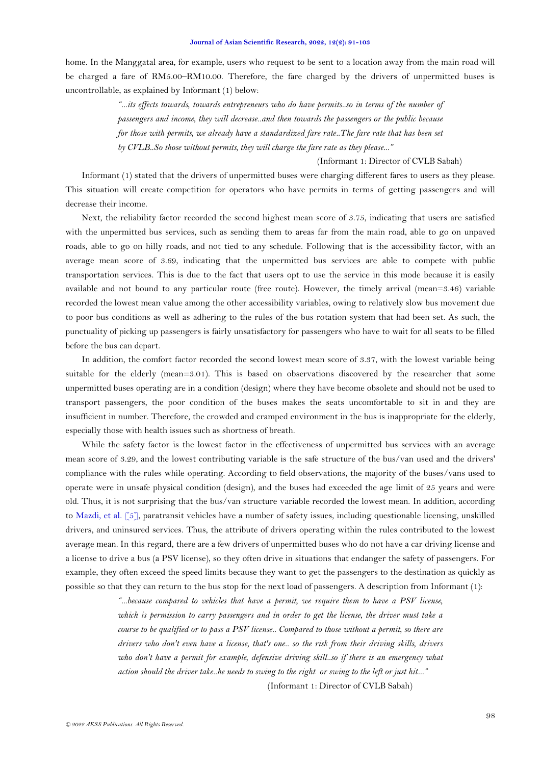home. In the Manggatal area, for example, users who request to be sent to a location away from the main road will be charged a fare of RM5.00–RM10.00. Therefore, the fare charged by the drivers of unpermitted buses is uncontrollable, as explained by Informant (1) below:

> *"...its effects towards, towards entrepreneurs who do have permits..so in terms of the number of passengers and income, they will decrease..and then towards the passengers or the public because for those with permits, we already have a standardized fare rate..The fare rate that has been set by CVLB..So those without permits, they will charge the fare rate as they please..."*
>
> (Informant 1: Director of CVLB Sabah)

Informant (1) stated that the drivers of unpermitted buses were charging different fares to users as they please. This situation will create competition for operators who have permits in terms of getting passengers and will decrease their income.

Next, the reliability factor recorded the second highest mean score of 3.75, indicating that users are satisfied with the unpermitted bus services, such as sending them to areas far from the main road, able to go on unpaved roads, able to go on hilly roads, and not tied to any schedule. Following that is the accessibility factor, with an average mean score of 3.69, indicating that the unpermitted bus services are able to compete with public transportation services. This is due to the fact that users opt to use the service in this mode because it is easily available and not bound to any particular route (free route). However, the timely arrival (mean=3.46) variable recorded the lowest mean value among the other accessibility variables, owing to relatively slow bus movement due to poor bus conditions as well as adhering to the rules of the bus rotation system that had been set. As such, the punctuality of picking up passengers is fairly unsatisfactory for passengers who have to wait for all seats to be filled before the bus can depart.

In addition, the comfort factor recorded the second lowest mean score of 3.37, with the lowest variable being suitable for the elderly (mean=3.01). This is based on observations discovered by the researcher that some unpermitted buses operating are in a condition (design) where they have become obsolete and should not be used to transport passengers, the poor condition of the buses makes the seats uncomfortable to sit in and they are insufficient in number. Therefore, the crowded and cramped environment in the bus is inappropriate for the elderly, especially those with health issues such as shortness of breath.

While the safety factor is the lowest factor in the effectiveness of unpermitted bus services with an average mean score of 3.29, and the lowest contributing variable is the safe structure of the bus/van used and the drivers' compliance with the rules while operating. According to field observations, the majority of the buses/vans used to operate were in unsafe physical condition (design), and the buses had exceeded the age limit of 25 years and were old. Thus, it is not surprising that the bus/van structure variable recorded the lowest mean. In addition, according to Mazdi, et al. [5], paratransit vehicles have a number of safety issues, including questionable licensing, unskilled drivers, and uninsured services. Thus, the attribute of drivers operating within the rules contributed to the lowest average mean. In this regard, there are a few drivers of unpermitted buses who do not have a car driving license and a license to drive a bus (a PSV license), so they often drive in situations that endanger the safety of passengers. For example, they often exceed the speed limits because they want to get the passengers to the destination as quickly as possible so that they can return to the bus stop for the next load of passengers. A description from Informant (1):

> *"...because compared to vehicles that have a permit, we require them to have a PSV license, which is permission to carry passengers and in order to get the license, the driver must take a course to be qualified or to pass a PSV license.. Compared to those without a permit, so there are drivers who don't even have a license, that's one.. so the risk from their driving skills, drivers who don't have a permit for example, defensive driving skill..so if there is an emergency what action should the driver take..he needs to swing to the right or swing to the left or just hit..."*
>
> (Informant 1: Director of CVLB Sabah)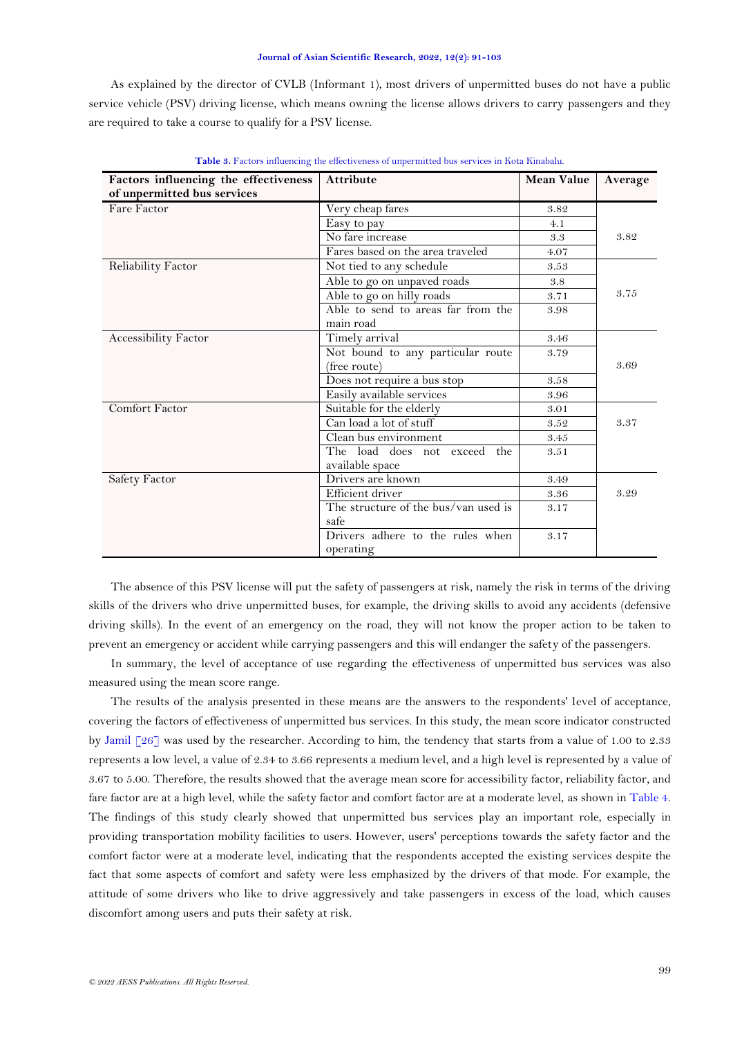As explained by the director of CVLB (Informant 1), most drivers of unpermitted buses do not have a public service vehicle (PSV) driving license, which means owning the license allows drivers to carry passengers and they are required to take a course to qualify for a PSV license.

**Table 3.** Factors influencing the effectiveness of unpermitted bus services in Kota Kinabalu.

| Factors influencing the effectiveness of unpermitted bus services | Attribute | Mean Value | Average |
|---|---|---|---|
| Fare Factor | Very cheap fares | 3.82 | 3.82 |
| | Easy to pay | 4.1 | |
| | No fare increase | 3.3 | |
| | Fares based on the area traveled | 4.07 | |
| Reliability Factor | Not tied to any schedule | 3.53 | 3.75 |
| | Able to go on unpaved roads | 3.8 | |
| | Able to go on hilly roads | 3.71 | |
| | Able to send to areas far from the main road | 3.98 | |
| Accessibility Factor | Timely arrival | 3.46 | 3.69 |
| | Not bound to any particular route (free route) | 3.79 | |
| | Does not require a bus stop | 3.58 | |
| | Easily available services | 3.96 | |
| Comfort Factor | Suitable for the elderly | 3.01 | 3.37 |
| | Can load a lot of stuff | 3.52 | |
| | Clean bus environment | 3.45 | |
| | The load does not exceed the available space | 3.51 | |
| Safety Factor | Drivers are known | 3.49 | 3.29 |
| | Efficient driver | 3.36 | |
| | The structure of the bus/van used is safe | 3.17 | |
| | Drivers adhere to the rules when operating | 3.17 | |

The absence of this PSV license will put the safety of passengers at risk, namely the risk in terms of the driving skills of the drivers who drive unpermitted buses, for example, the driving skills to avoid any accidents (defensive driving skills). In the event of an emergency on the road, they will not know the proper action to be taken to prevent an emergency or accident while carrying passengers and this will endanger the safety of the passengers.

In summary, the level of acceptance of use regarding the effectiveness of unpermitted bus services was also measured using the mean score range.

The results of the analysis presented in these means are the answers to the respondents' level of acceptance, covering the factors of effectiveness of unpermitted bus services. In this study, the mean score indicator constructed by Jamil [26] was used by the researcher. According to him, the tendency that starts from a value of 1.00 to 2.33 represents a low level, a value of 2.34 to 3.66 represents a medium level, and a high level is represented by a value of 3.67 to 5.00. Therefore, the results showed that the average mean score for accessibility factor, reliability factor, and fare factor are at a high level, while the safety factor and comfort factor are at a moderate level, as shown in Table 4. The findings of this study clearly showed that unpermitted bus services play an important role, especially in providing transportation mobility facilities to users. However, users' perceptions towards the safety factor and the comfort factor were at a moderate level, indicating that the respondents accepted the existing services despite the fact that some aspects of comfort and safety were less emphasized by the drivers of that mode. For example, the attitude of some drivers who like to drive aggressively and take passengers in excess of the load, which causes discomfort among users and puts their safety at risk.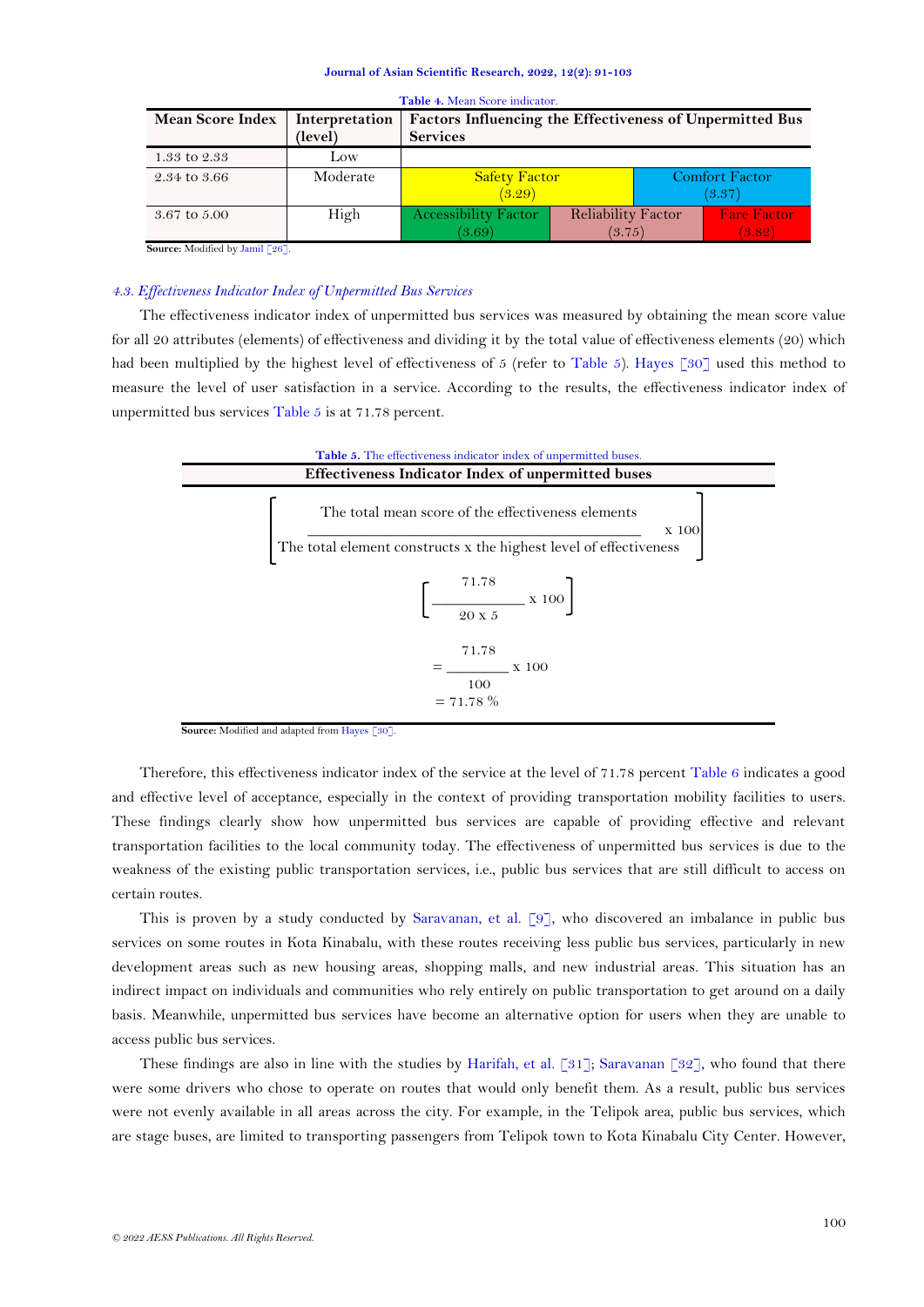Table 4. Mean Score indicator.

| Mean Score Index | Interpretation (level) | Factors Influencing the Effectiveness of Unpermitted Bus Services | | |
|---|---|---|---|---|
| 1.33 to 2.33 | Low | | | |
| 2.34 to 3.66 | Moderate | Safety Factor (3.29) | | Comfort Factor (3.37) |
| 3.67 to 5.00 | High | Accessibility Factor (3.69) | Reliability Factor (3.75) | Fare Factor (3.82) |

**Source:** Modified by Jamil [26].

### *4.3. Effectiveness Indicator Index of Unpermitted Bus Services*

The effectiveness indicator index of unpermitted bus services was measured by obtaining the mean score value for all 20 attributes (elements) of effectiveness and dividing it by the total value of effectiveness elements (20) which had been multiplied by the highest level of effectiveness of 5 (refer to Table 5). Hayes [30] used this method to measure the level of user satisfaction in a service. According to the results, the effectiveness indicator index of unpermitted bus services Table 5 is at 71.78 percent.

Table 5. The effectiveness indicator index of unpermitted buses.

**Effectiveness Indicator Index of unpermitted buses**

$$\left[\frac{\text{The total mean score of the effectiveness elements}}{\text{The total element constructs x the highest level of effectiveness}} \times 100\right]$$

$$\left[\frac{71.78}{20 \times 5} \times 100\right]$$

$$= \frac{71.78}{100} \times 100$$

$$= 71.78\ \%$$

**Source:** Modified and adapted from Hayes [30].

Therefore, this effectiveness indicator index of the service at the level of 71.78 percent Table 6 indicates a good and effective level of acceptance, especially in the context of providing transportation mobility facilities to users. These findings clearly show how unpermitted bus services are capable of providing effective and relevant transportation facilities to the local community today. The effectiveness of unpermitted bus services is due to the weakness of the existing public transportation services, i.e., public bus services that are still difficult to access on certain routes.

This is proven by a study conducted by Saravanan, et al. [9], who discovered an imbalance in public bus services on some routes in Kota Kinabalu, with these routes receiving less public bus services, particularly in new development areas such as new housing areas, shopping malls, and new industrial areas. This situation has an indirect impact on individuals and communities who rely entirely on public transportation to get around on a daily basis. Meanwhile, unpermitted bus services have become an alternative option for users when they are unable to access public bus services.

These findings are also in line with the studies by Harifah, et al. [31]; Saravanan [32], who found that there were some drivers who chose to operate on routes that would only benefit them. As a result, public bus services were not evenly available in all areas across the city. For example, in the Telipok area, public bus services, which are stage buses, are limited to transporting passengers from Telipok town to Kota Kinabalu City Center. However,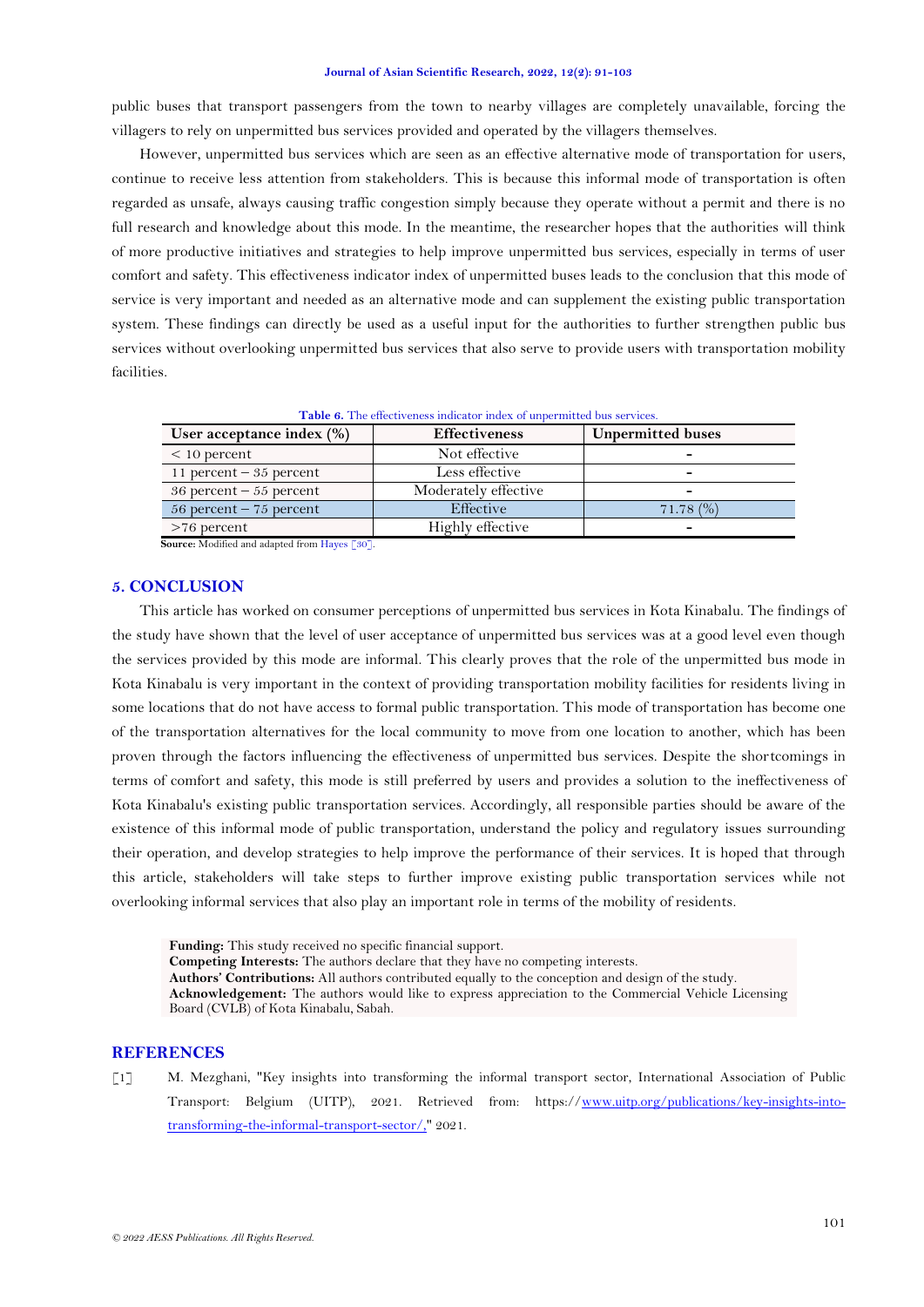public buses that transport passengers from the town to nearby villages are completely unavailable, forcing the villagers to rely on unpermitted bus services provided and operated by the villagers themselves.

However, unpermitted bus services which are seen as an effective alternative mode of transportation for users, continue to receive less attention from stakeholders. This is because this informal mode of transportation is often regarded as unsafe, always causing traffic congestion simply because they operate without a permit and there is no full research and knowledge about this mode. In the meantime, the researcher hopes that the authorities will think of more productive initiatives and strategies to help improve unpermitted bus services, especially in terms of user comfort and safety. This effectiveness indicator index of unpermitted buses leads to the conclusion that this mode of service is very important and needed as an alternative mode and can supplement the existing public transportation system. These findings can directly be used as a useful input for the authorities to further strengthen public bus services without overlooking unpermitted bus services that also serve to provide users with transportation mobility facilities.

**Table 6.** The effectiveness indicator index of unpermitted bus services.

| User acceptance index (%) | Effectiveness | Unpermitted buses |
|---|---|---|
| < 10 percent | Not effective | - |
| 11 percent – 35 percent | Less effective | - |
| 36 percent – 55 percent | Moderately effective | - |
| 56 percent – 75 percent | Effective | 71.78 (%) |
| >76 percent | Highly effective | - |

**Source:** Modified and adapted from Hayes [30].

## 5. CONCLUSION

This article has worked on consumer perceptions of unpermitted bus services in Kota Kinabalu. The findings of the study have shown that the level of user acceptance of unpermitted bus services was at a good level even though the services provided by this mode are informal. This clearly proves that the role of the unpermitted bus mode in Kota Kinabalu is very important in the context of providing transportation mobility facilities for residents living in some locations that do not have access to formal public transportation. This mode of transportation has become one of the transportation alternatives for the local community to move from one location to another, which has been proven through the factors influencing the effectiveness of unpermitted bus services. Despite the shortcomings in terms of comfort and safety, this mode is still preferred by users and provides a solution to the ineffectiveness of Kota Kinabalu's existing public transportation services. Accordingly, all responsible parties should be aware of the existence of this informal mode of public transportation, understand the policy and regulatory issues surrounding their operation, and develop strategies to help improve the performance of their services. It is hoped that through this article, stakeholders will take steps to further improve existing public transportation services while not overlooking informal services that also play an important role in terms of the mobility of residents.

**Funding:** This study received no specific financial support.
**Competing Interests:** The authors declare that they have no competing interests.
**Authors' Contributions:** All authors contributed equally to the conception and design of the study.
**Acknowledgement:** The authors would like to express appreciation to the Commercial Vehicle Licensing Board (CVLB) of Kota Kinabalu, Sabah.

## REFERENCES

[1] M. Mezghani, "Key insights into transforming the informal transport sector, International Association of Public Transport: Belgium (UITP), 2021. Retrieved from: https://www.uitp.org/publications/key-insights-into-transforming-the-informal-transport-sector/," 2021.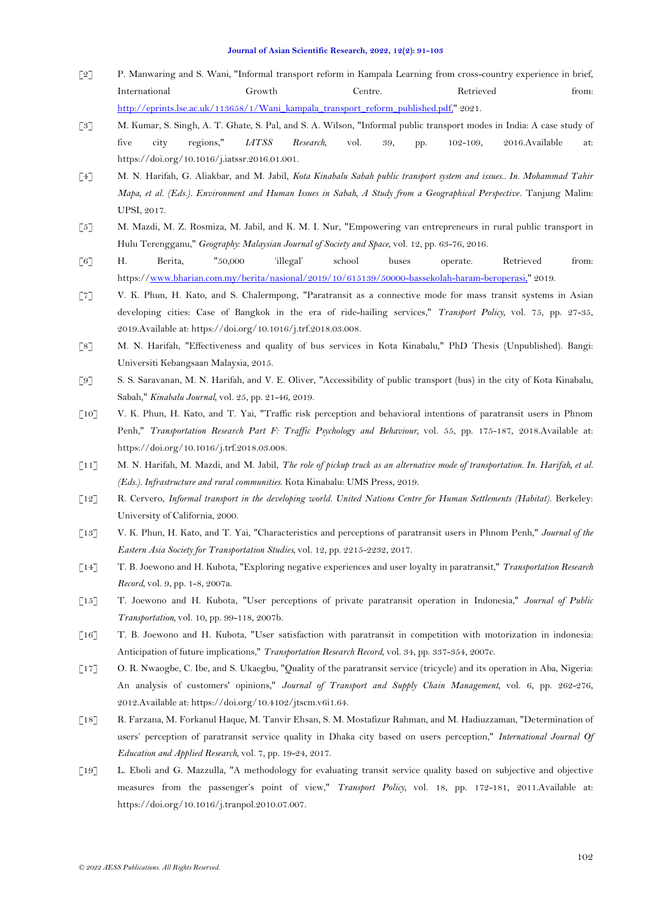[2] P. Manwaring and S. Wani, "Informal transport reform in Kampala Learning from cross-country experience in brief, International Growth Centre. Retrieved from: http://eprints.lse.ac.uk/113658/1/Wani_kampala_transport_reform_published.pdf," 2021.

[3] M. Kumar, S. Singh, A. T. Ghate, S. Pal, and S. A. Wilson, "Informal public transport modes in India: A case study of five city regions," *IATSS Research*, vol. 39, pp. 102-109, 2016.Available at: https://doi.org/10.1016/j.iatssr.2016.01.001.

[4] M. N. Harifah, G. Aliakbar, and M. Jabil, *Kota Kinabalu Sabah public transport system and issues.. In. Mohammad Tahir Mapa, et al. (Eds.). Environment and Human Issues in Sabah, A Study from a Geographical Perspective*. Tanjung Malim: UPSI, 2017.

[5] M. Mazdi, M. Z. Rosmiza, M. Jabil, and K. M. I. Nur, "Empowering van entrepreneurs in rural public transport in Hulu Terengganu," *Geography: Malaysian Journal of Society and Space*, vol. 12, pp. 63-76, 2016.

[6] H. Berita, "50,000 'illegal' school buses operate. Retrieved from: https://www.bharian.com.my/berita/nasional/2019/10/615139/50000-bassekolah-haram-beroperasi," 2019.

[7] V. K. Phun, H. Kato, and S. Chalermpong, "Paratransit as a connective mode for mass transit systems in Asian developing cities: Case of Bangkok in the era of ride-hailing services," *Transport Policy*, vol. 75, pp. 27-35, 2019.Available at: https://doi.org/10.1016/j.trf.2018.03.008.

[8] M. N. Harifah, "Effectiveness and quality of bus services in Kota Kinabalu," PhD Thesis (Unpublished). Bangi: Universiti Kebangsaan Malaysia, 2015.

[9] S. S. Saravanan, M. N. Harifah, and V. E. Oliver, "Accessibility of public transport (bus) in the city of Kota Kinabalu, Sabah," *Kinabalu Journal*, vol. 25, pp. 21-46, 2019.

[10] V. K. Phun, H. Kato, and T. Yai, "Traffic risk perception and behavioral intentions of paratransit users in Phnom Penh," *Transportation Research Part F: Traffic Psychology and Behaviour*, vol. 55, pp. 175-187, 2018.Available at: https://doi.org/10.1016/j.trf.2018.03.008.

[11] M. N. Harifah, M. Mazdi, and M. Jabil, *The role of pickup truck as an alternative mode of transportation. In. Harifah, et al. (Eds.). Infrastructure and rural communities*. Kota Kinabalu: UMS Press, 2019.

[12] R. Cervero, *Informal transport in the developing world. United Nations Centre for Human Settlements (Habitat)*. Berkeley: University of California, 2000.

[13] V. K. Phun, H. Kato, and T. Yai, "Characteristics and perceptions of paratransit users in Phnom Penh," *Journal of the Eastern Asia Society for Transportation Studies*, vol. 12, pp. 2215-2232, 2017.

[14] T. B. Joewono and H. Kubota, "Exploring negative experiences and user loyalty in paratransit," *Transportation Research Record*, vol. 9, pp. 1-8, 2007a.

[15] T. Joewono and H. Kubota, "User perceptions of private paratransit operation in Indonesia," *Journal of Public Transportation*, vol. 10, pp. 99-118, 2007b.

[16] T. B. Joewono and H. Kubota, "User satisfaction with paratransit in competition with motorization in indonesia: Anticipation of future implications," *Transportation Research Record*, vol. 34, pp. 337-354, 2007c.

[17] O. R. Nwaogbe, C. Ibe, and S. Ukaegbu, "Quality of the paratransit service (tricycle) and its operation in Aba, Nigeria: An analysis of customers' opinions," *Journal of Transport and Supply Chain Management*, vol. 6, pp. 262-276, 2012.Available at: https://doi.org/10.4102/jtscm.v6i1.64.

[18] R. Farzana, M. Forkanul Haque, M. Tanvir Ehsan, S. M. Mostafizur Rahman, and M. Hadiuzzaman, "Determination of users' perception of paratransit service quality in Dhaka city based on users perception," *International Journal Of Education and Applied Research*, vol. 7, pp. 19-24, 2017.

[19] L. Eboli and G. Mazzulla, "A methodology for evaluating transit service quality based on subjective and objective measures from the passenger's point of view," *Transport Policy*, vol. 18, pp. 172-181, 2011.Available at: https://doi.org/10.1016/j.tranpol.2010.07.007.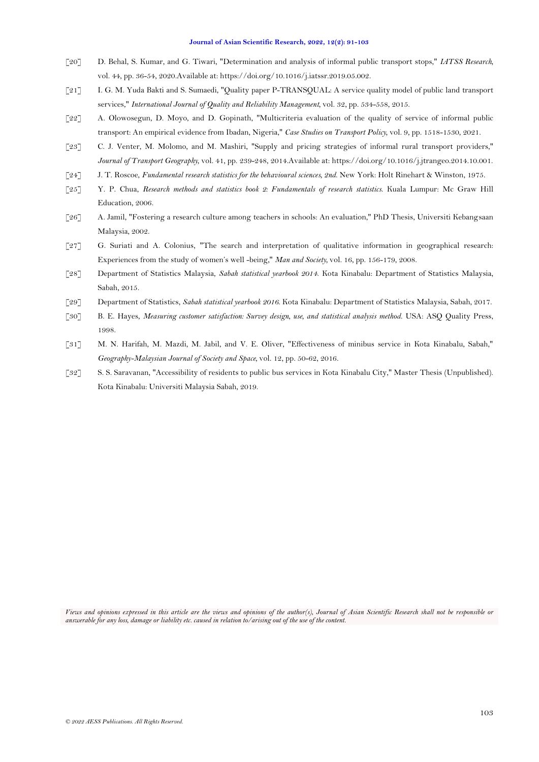[20] D. Behal, S. Kumar, and G. Tiwari, "Determination and analysis of informal public transport stops," *IATSS Research*, vol. 44, pp. 36-54, 2020.Available at: https://doi.org/10.1016/j.iatssr.2019.05.002.

[21] I. G. M. Yuda Bakti and S. Sumaedi, "Quality paper P-TRANSQUAL: A service quality model of public land transport services," *International Journal of Quality and Reliability Management*, vol. 32, pp. 534-558, 2015.

[22] A. Olowosegun, D. Moyo, and D. Gopinath, "Multicriteria evaluation of the quality of service of informal public transport: An empirical evidence from Ibadan, Nigeria," *Case Studies on Transport Policy*, vol. 9, pp. 1518-1530, 2021.

[23] C. J. Venter, M. Molomo, and M. Mashiri, "Supply and pricing strategies of informal rural transport providers," *Journal of Transport Geography*, vol. 41, pp. 239-248, 2014.Available at: https://doi.org/10.1016/j.jtrangeo.2014.10.001.

[24] J. T. Roscoe, *Fundamental research statistics for the behavioural sciences, 2nd*. New York: Holt Rinehart & Winston, 1975.

[25] Y. P. Chua, *Research methods and statistics book 2: Fundamentals of research statistics*. Kuala Lumpur: Mc Graw Hill Education, 2006.

[26] A. Jamil, "Fostering a research culture among teachers in schools: An evaluation," PhD Thesis, Universiti Kebangsaan Malaysia, 2002.

[27] G. Suriati and A. Colonius, "The search and interpretation of qualitative information in geographical research: Experiences from the study of women's well -being," *Man and Society*, vol. 16, pp. 156-179, 2008.

[28] Department of Statistics Malaysia, *Sabah statistical yearbook 2014*. Kota Kinabalu: Department of Statistics Malaysia, Sabah, 2015.

[29] Department of Statistics, *Sabah statistical yearbook 2016*. Kota Kinabalu: Department of Statistics Malaysia, Sabah, 2017.

[30] B. E. Hayes, *Measuring customer satisfaction: Survey design, use, and statistical analysis method*. USA: ASQ Quality Press, 1998.

[31] M. N. Harifah, M. Mazdi, M. Jabil, and V. E. Oliver, "Effectiveness of minibus service in Kota Kinabalu, Sabah," *Geography-Malaysian Journal of Society and Space*, vol. 12, pp. 50-62, 2016.

[32] S. S. Saravanan, "Accessibility of residents to public bus services in Kota Kinabalu City," Master Thesis (Unpublished). Kota Kinabalu: Universiti Malaysia Sabah, 2019.

*Views and opinions expressed in this article are the views and opinions of the author(s), Journal of Asian Scientific Research shall not be responsible or answerable for any loss, damage or liability etc. caused in relation to/arising out of the use of the content.*